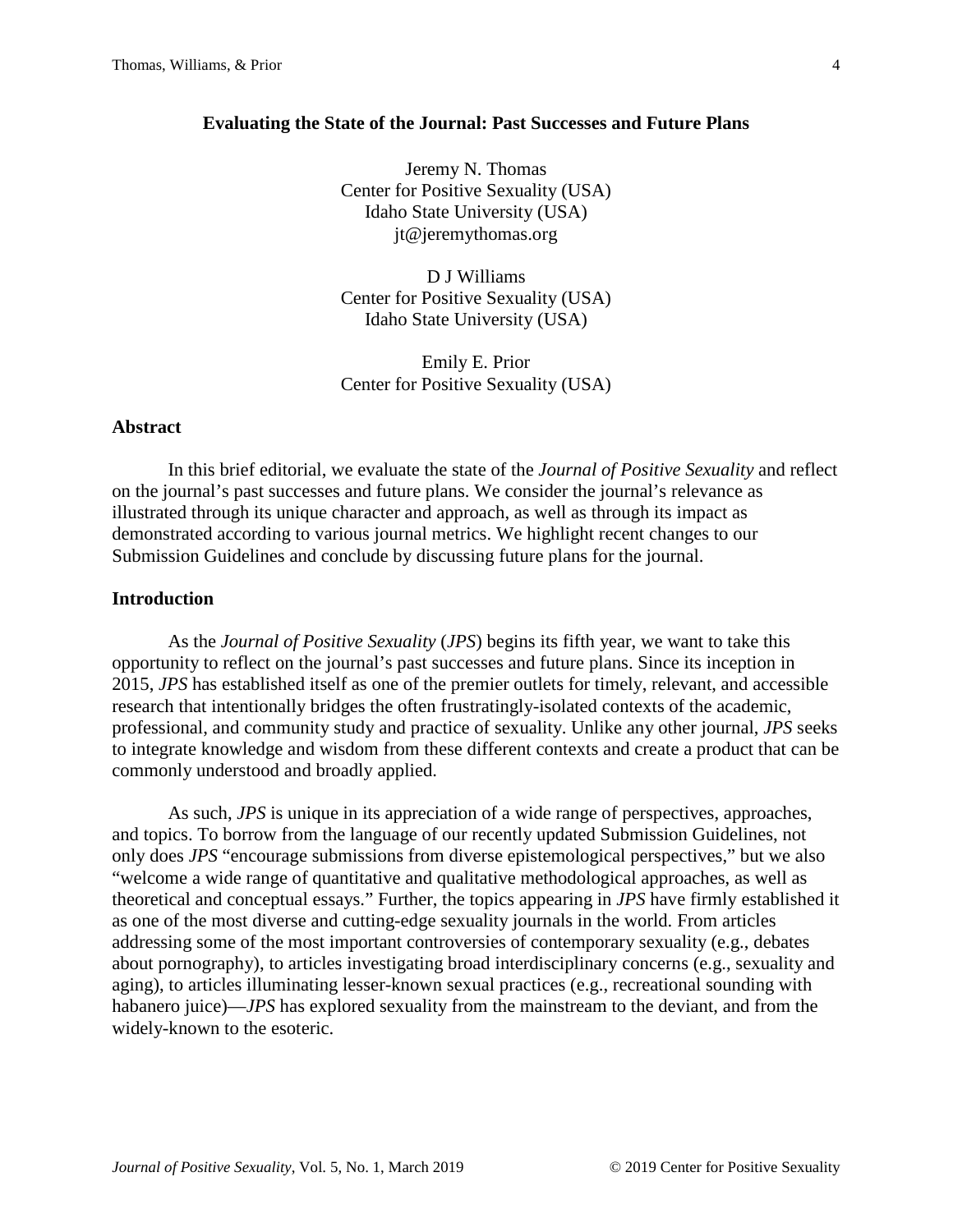# Evaluating the State of the Journal: Past Successes and Future Plans

Jeremy N. Thomas
Center for Positive Sexuality (USA)
Idaho State University (USA)
jt@jeremythomas.org

D J Williams
Center for Positive Sexuality (USA)
Idaho State University (USA)

Emily E. Prior
Center for Positive Sexuality (USA)

## Abstract

In this brief editorial, we evaluate the state of the *Journal of Positive Sexuality* and reflect on the journal's past successes and future plans. We consider the journal's relevance as illustrated through its unique character and approach, as well as through its impact as demonstrated according to various journal metrics. We highlight recent changes to our Submission Guidelines and conclude by discussing future plans for the journal.

## Introduction

As the *Journal of Positive Sexuality* (*JPS*) begins its fifth year, we want to take this opportunity to reflect on the journal's past successes and future plans. Since its inception in 2015, *JPS* has established itself as one of the premier outlets for timely, relevant, and accessible research that intentionally bridges the often frustratingly-isolated contexts of the academic, professional, and community study and practice of sexuality. Unlike any other journal, *JPS* seeks to integrate knowledge and wisdom from these different contexts and create a product that can be commonly understood and broadly applied.

As such, *JPS* is unique in its appreciation of a wide range of perspectives, approaches, and topics. To borrow from the language of our recently updated Submission Guidelines, not only does *JPS* "encourage submissions from diverse epistemological perspectives," but we also "welcome a wide range of quantitative and qualitative methodological approaches, as well as theoretical and conceptual essays." Further, the topics appearing in *JPS* have firmly established it as one of the most diverse and cutting-edge sexuality journals in the world. From articles addressing some of the most important controversies of contemporary sexuality (e.g., debates about pornography), to articles investigating broad interdisciplinary concerns (e.g., sexuality and aging), to articles illuminating lesser-known sexual practices (e.g., recreational sounding with habanero juice)—*JPS* has explored sexuality from the mainstream to the deviant, and from the widely-known to the esoteric.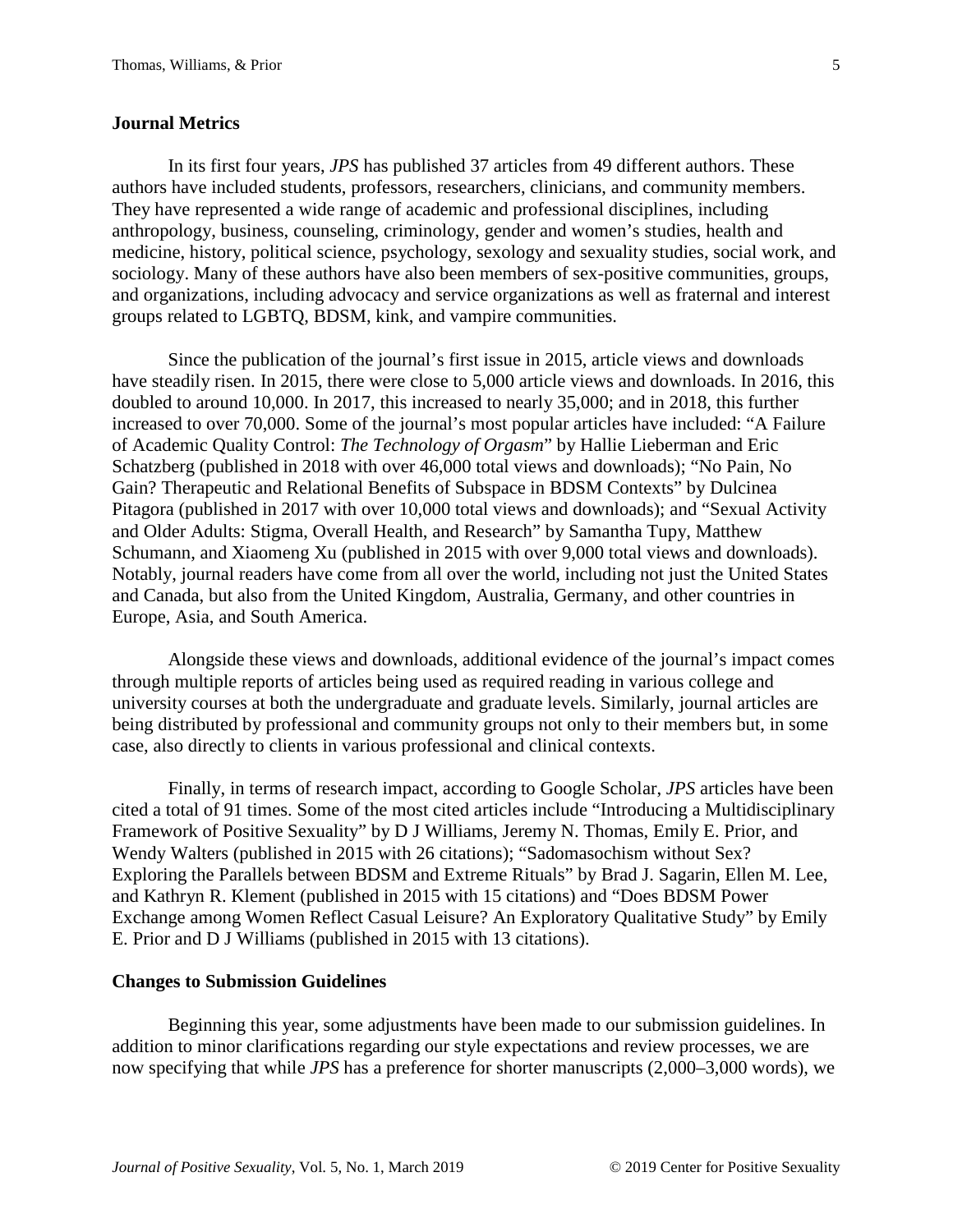**Journal Metrics**

In its first four years, *JPS* has published 37 articles from 49 different authors. These authors have included students, professors, researchers, clinicians, and community members. They have represented a wide range of academic and professional disciplines, including anthropology, business, counseling, criminology, gender and women's studies, health and medicine, history, political science, psychology, sexology and sexuality studies, social work, and sociology. Many of these authors have also been members of sex-positive communities, groups, and organizations, including advocacy and service organizations as well as fraternal and interest groups related to LGBTQ, BDSM, kink, and vampire communities.

Since the publication of the journal's first issue in 2015, article views and downloads have steadily risen. In 2015, there were close to 5,000 article views and downloads. In 2016, this doubled to around 10,000. In 2017, this increased to nearly 35,000; and in 2018, this further increased to over 70,000. Some of the journal's most popular articles have included: "A Failure of Academic Quality Control: *The Technology of Orgasm*" by Hallie Lieberman and Eric Schatzberg (published in 2018 with over 46,000 total views and downloads); "No Pain, No Gain? Therapeutic and Relational Benefits of Subspace in BDSM Contexts" by Dulcinea Pitagora (published in 2017 with over 10,000 total views and downloads); and "Sexual Activity and Older Adults: Stigma, Overall Health, and Research" by Samantha Tupy, Matthew Schumann, and Xiaomeng Xu (published in 2015 with over 9,000 total views and downloads). Notably, journal readers have come from all over the world, including not just the United States and Canada, but also from the United Kingdom, Australia, Germany, and other countries in Europe, Asia, and South America.

Alongside these views and downloads, additional evidence of the journal's impact comes through multiple reports of articles being used as required reading in various college and university courses at both the undergraduate and graduate levels. Similarly, journal articles are being distributed by professional and community groups not only to their members but, in some case, also directly to clients in various professional and clinical contexts.

Finally, in terms of research impact, according to Google Scholar, *JPS* articles have been cited a total of 91 times. Some of the most cited articles include "Introducing a Multidisciplinary Framework of Positive Sexuality" by D J Williams, Jeremy N. Thomas, Emily E. Prior, and Wendy Walters (published in 2015 with 26 citations); "Sadomasochism without Sex? Exploring the Parallels between BDSM and Extreme Rituals" by Brad J. Sagarin, Ellen M. Lee, and Kathryn R. Klement (published in 2015 with 15 citations) and "Does BDSM Power Exchange among Women Reflect Casual Leisure? An Exploratory Qualitative Study" by Emily E. Prior and D J Williams (published in 2015 with 13 citations).

**Changes to Submission Guidelines**

Beginning this year, some adjustments have been made to our submission guidelines. In addition to minor clarifications regarding our style expectations and review processes, we are now specifying that while *JPS* has a preference for shorter manuscripts (2,000–3,000 words), we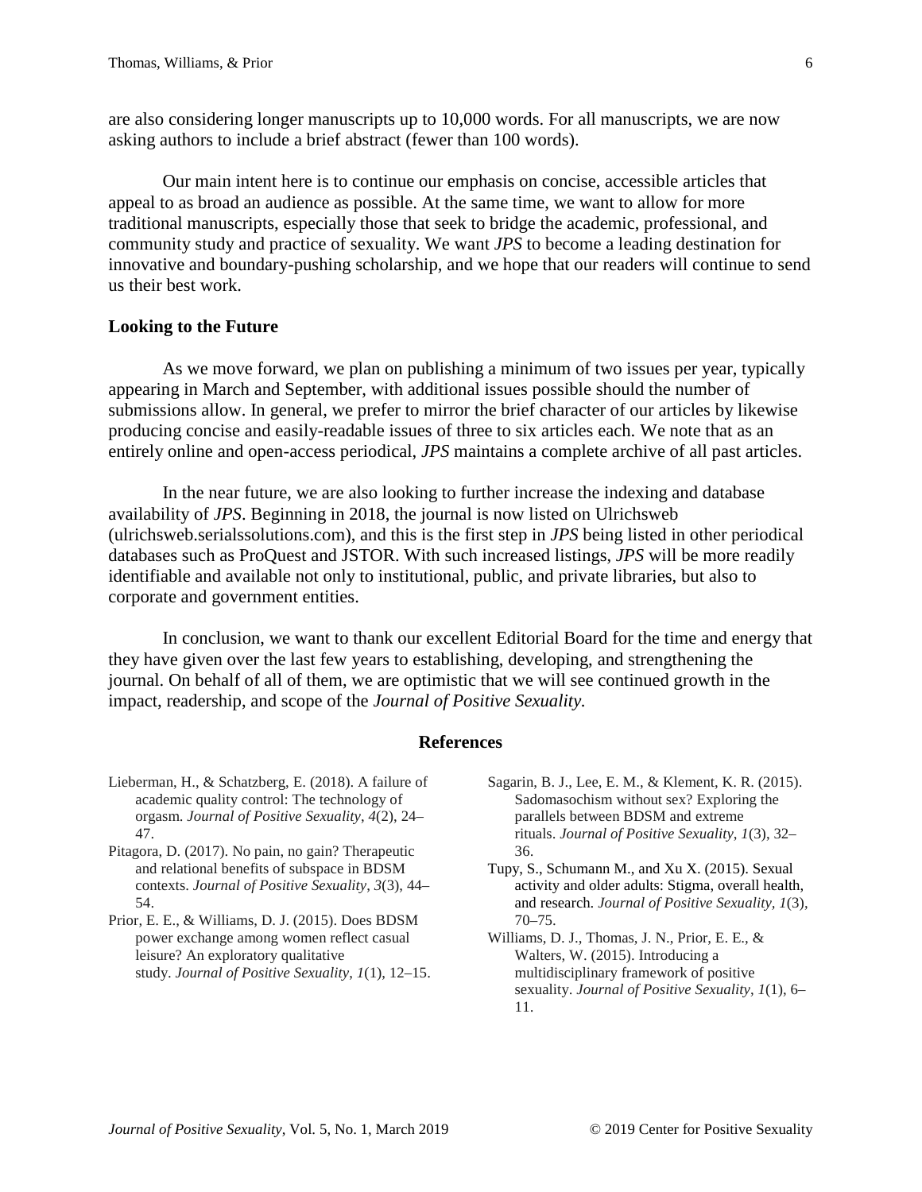are also considering longer manuscripts up to 10,000 words. For all manuscripts, we are now asking authors to include a brief abstract (fewer than 100 words).

Our main intent here is to continue our emphasis on concise, accessible articles that appeal to as broad an audience as possible. At the same time, we want to allow for more traditional manuscripts, especially those that seek to bridge the academic, professional, and community study and practice of sexuality. We want *JPS* to become a leading destination for innovative and boundary-pushing scholarship, and we hope that our readers will continue to send us their best work.

### Looking to the Future

As we move forward, we plan on publishing a minimum of two issues per year, typically appearing in March and September, with additional issues possible should the number of submissions allow. In general, we prefer to mirror the brief character of our articles by likewise producing concise and easily-readable issues of three to six articles each. We note that as an entirely online and open-access periodical, *JPS* maintains a complete archive of all past articles.

In the near future, we are also looking to further increase the indexing and database availability of *JPS*. Beginning in 2018, the journal is now listed on Ulrichsweb (ulrichsweb.serialssolutions.com), and this is the first step in *JPS* being listed in other periodical databases such as ProQuest and JSTOR. With such increased listings, *JPS* will be more readily identifiable and available not only to institutional, public, and private libraries, but also to corporate and government entities.

In conclusion, we want to thank our excellent Editorial Board for the time and energy that they have given over the last few years to establishing, developing, and strengthening the journal. On behalf of all of them, we are optimistic that we will see continued growth in the impact, readership, and scope of the *Journal of Positive Sexuality.*

## References

Lieberman, H., & Schatzberg, E. (2018). A failure of academic quality control: The technology of orgasm. *Journal of Positive Sexuality*, *4*(2), 24–47.

Pitagora, D. (2017). No pain, no gain? Therapeutic and relational benefits of subspace in BDSM contexts. *Journal of Positive Sexuality*, *3*(3), 44–54.

Prior, E. E., & Williams, D. J. (2015). Does BDSM power exchange among women reflect casual leisure? An exploratory qualitative study. *Journal of Positive Sexuality*, *1*(1), 12–15.

Sagarin, B. J., Lee, E. M., & Klement, K. R. (2015). Sadomasochism without sex? Exploring the parallels between BDSM and extreme rituals. *Journal of Positive Sexuality*, *1*(3), 32–36.

Tupy, S., Schumann M., and Xu X. (2015). Sexual activity and older adults: Stigma, overall health, and research. *Journal of Positive Sexuality, 1*(3), 70–75.

Williams, D. J., Thomas, J. N., Prior, E. E., & Walters, W. (2015). Introducing a multidisciplinary framework of positive sexuality. *Journal of Positive Sexuality*, *1*(1), 6–11.